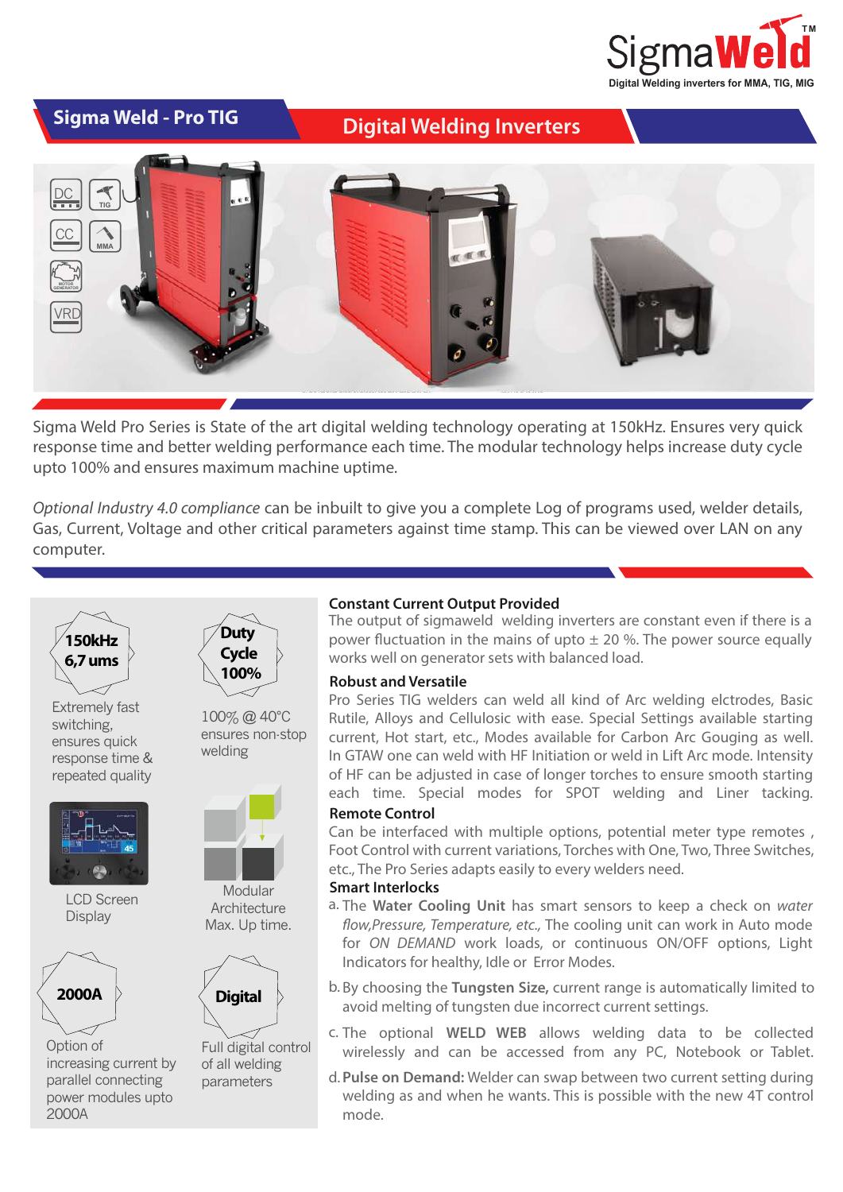SigmaWeld™

Digital Welding inverters for MMA, TIG, MIG

# Sigma Weld - Pro TIG

## Digital Welding Inverters

DC TIG CC MMA MOTOR GENERATOR VRD

Sigma Weld Pro Series is State of the art digital welding technology operating at 150kHz. Ensures very quick response time and better welding performance each time. The modular technology helps increase duty cycle upto 100% and ensures maximum machine uptime.

*Optional Industry 4.0 compliance* can be inbuilt to give you a complete Log of programs used, welder details, Gas, Current, Voltage and other critical parameters against time stamp. This can be viewed over LAN on any computer.

**150kHz 6,7 ums**

Extremely fast switching, ensures quick response time & repeated quality

**Duty Cycle 100%**

100% @ 40°C ensures non-stop welding

LCD Screen Display

Modular Architecture Max. Up time.

**2000A**

Option of increasing current by parallel connecting power modules upto 2000A

**Digital**

Full digital control of all welding parameters

### Constant Current Output Provided

The output of sigmaweld welding inverters are constant even if there is a power fluctuation in the mains of upto ± 20 %. The power source equally works well on generator sets with balanced load.

### Robust and Versatile

Pro Series TIG welders can weld all kind of Arc welding elctrodes, Basic Rutile, Alloys and Cellulosic with ease. Special Settings available starting current, Hot start, etc., Modes available for Carbon Arc Gouging as well. In GTAW one can weld with HF Initiation or weld in Lift Arc mode. Intensity of HF can be adjusted in case of longer torches to ensure smooth starting each time. Special modes for SPOT welding and Liner tacking.

### Remote Control

Can be interfaced with multiple options, potential meter type remotes , Foot Control with current variations, Torches with One, Two, Three Switches, etc., The Pro Series adapts easily to every welders need.

### Smart Interlocks

a. The **Water Cooling Unit** has smart sensors to keep a check on *water flow,Pressure, Temperature, etc.,* The cooling unit can work in Auto mode for *ON DEMAND* work loads, or continuous ON/OFF options, Light Indicators for healthy, Idle or Error Modes.

b. By choosing the **Tungsten Size,** current range is automatically limited to avoid melting of tungsten due incorrect current settings.

c. The optional **WELD WEB** allows welding data to be collected wirelessly and can be accessed from any PC, Notebook or Tablet.

d. **Pulse on Demand:** Welder can swap between two current setting during welding as and when he wants. This is possible with the new 4T control mode.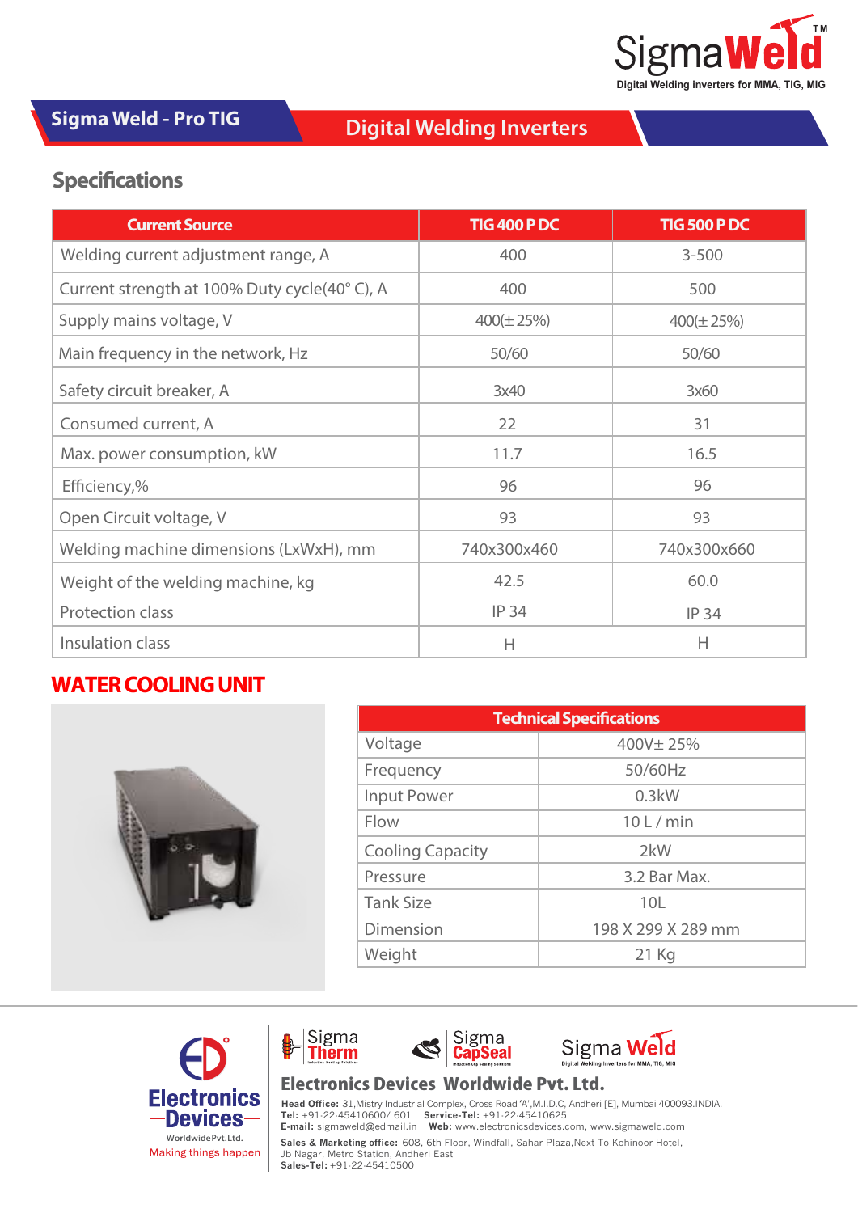SigmaWeld™
Digital Welding inverters for MMA, TIG, MIG

**Sigma Weld - Pro TIG** | **Digital Welding Inverters**

## Specifications

| Current Source | TIG 400 P DC | TIG 500 P DC |
|---|---|---|
| Welding current adjustment range, A | 400 | 3-500 |
| Current strength at 100% Duty cycle(40° C), A | 400 | 500 |
| Supply mains voltage, V | 400(± 25%) | 400(± 25%) |
| Main frequency in the network, Hz | 50/60 | 50/60 |
| Safety circuit breaker, A | 3x40 | 3x60 |
| Consumed current, A | 22 | 31 |
| Max. power consumption, kW | 11.7 | 16.5 |
| Efficiency,% | 96 | 96 |
| Open Circuit voltage, V | 93 | 93 |
| Welding machine dimensions (LxWxH), mm | 740x300x460 | 740x300x660 |
| Weight of the welding machine, kg | 42.5 | 60.0 |
| Protection class | IP 34 | IP 34 |
| Insulation class | H | H |

## WATER COOLING UNIT

| Technical Specifications | |
|---|---|
| Voltage | 400V± 25% |
| Frequency | 50/60Hz |
| Input Power | 0.3kW |
| Flow | 10 L / min |
| Cooling Capacity | 2kW |
| Pressure | 3.2 Bar Max. |
| Tank Size | 10L |
| Dimension | 198 X 299 X 289 mm |
| Weight | 21 Kg |

Electronics Devices Worldwide Pvt. Ltd.
Making things happen

Sigma Therm | Sigma CapSeal | Sigma Weld

### Electronics Devices Worldwide Pvt. Ltd.

**Head Office:** 31,Mistry Industrial Complex, Cross Road 'A',M.I.D.C, Andheri [E], Mumbai 400093.INDIA.
**Tel:** +91-22-45410600/ 601 **Service-Tel:** +91-22-45410625
**E-mail:** sigmaweld@edmail.in **Web:** www.electronicsdevices.com, www.sigmaweld.com

**Sales & Marketing office:** 608, 6th Floor, Windfall, Sahar Plaza,Next To Kohinoor Hotel, Jb Nagar, Metro Station, Andheri East
**Sales-Tel:** +91-22-45410500